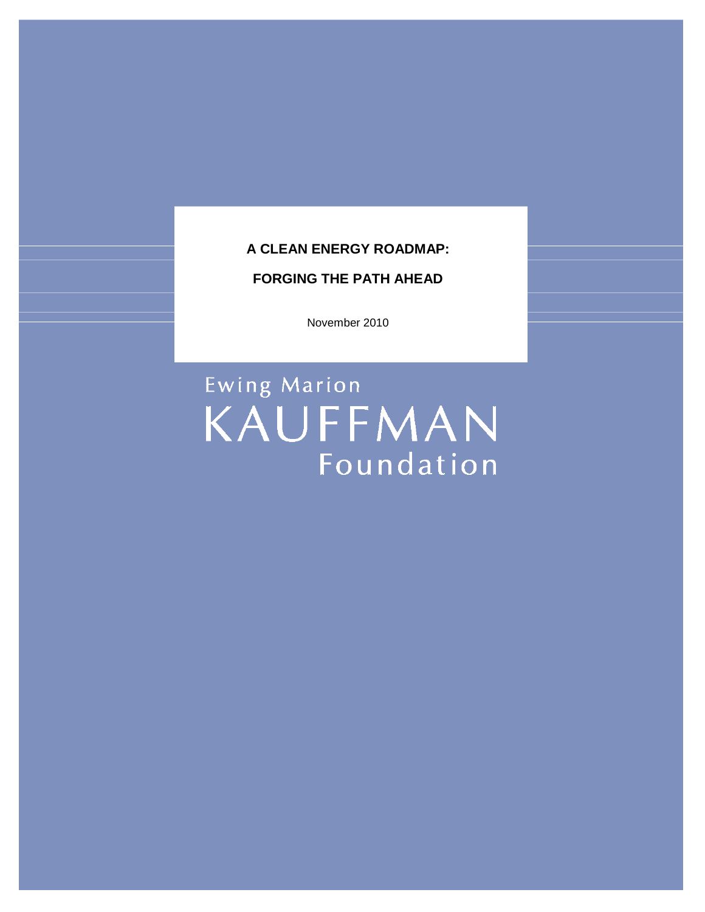# A CLEAN ENERGY ROADMAP:

## FORGING THE PATH AHEAD

November 2010

Ewing Marion
KAUFFMAN
Foundation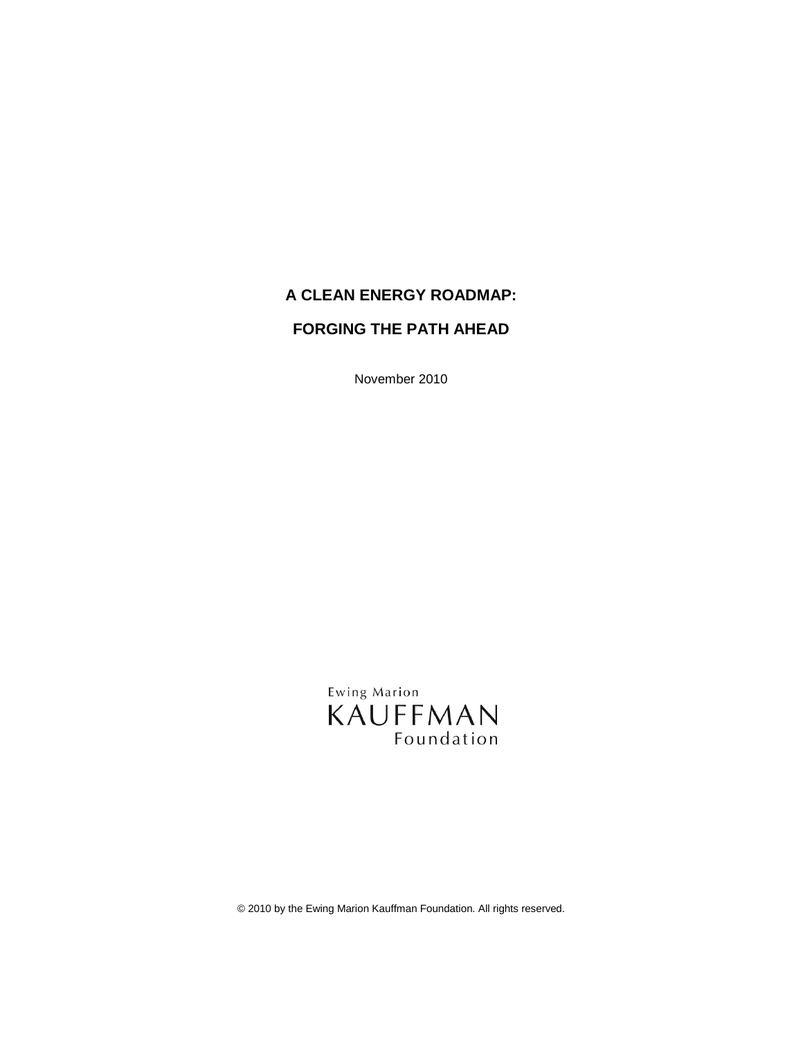# A CLEAN ENERGY ROADMAP:

# FORGING THE PATH AHEAD

November 2010

Ewing Marion
KAUFFMAN
Foundation

© 2010 by the Ewing Marion Kauffman Foundation. All rights reserved.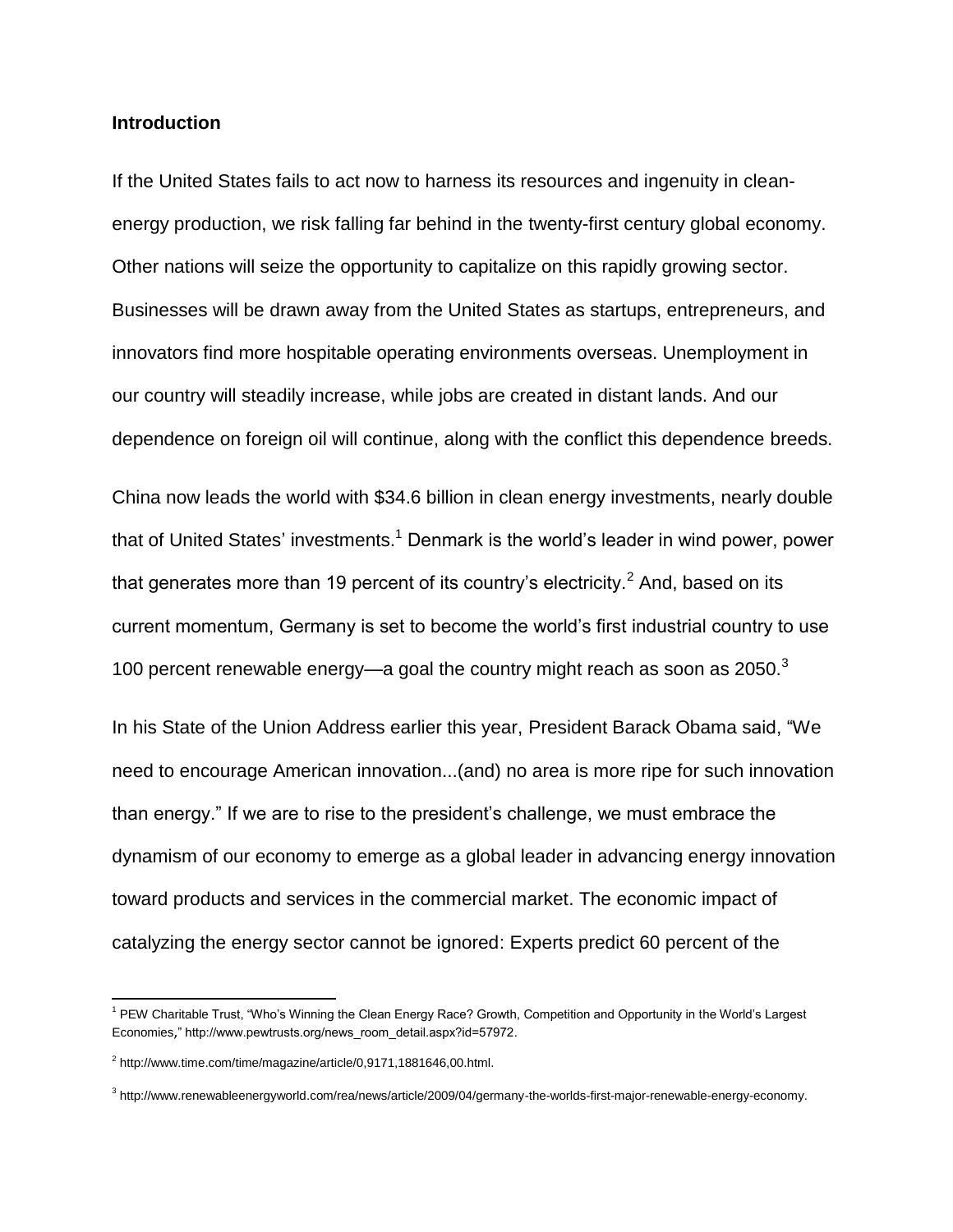## Introduction

If the United States fails to act now to harness its resources and ingenuity in clean-energy production, we risk falling far behind in the twenty-first century global economy. Other nations will seize the opportunity to capitalize on this rapidly growing sector. Businesses will be drawn away from the United States as startups, entrepreneurs, and innovators find more hospitable operating environments overseas. Unemployment in our country will steadily increase, while jobs are created in distant lands. And our dependence on foreign oil will continue, along with the conflict this dependence breeds.

China now leads the world with $34.6 billion in clean energy investments, nearly double that of United States' investments.[1] Denmark is the world's leader in wind power, power that generates more than 19 percent of its country's electricity.[2] And, based on its current momentum, Germany is set to become the world's first industrial country to use 100 percent renewable energy—a goal the country might reach as soon as 2050.[3]

In his State of the Union Address earlier this year, President Barack Obama said, "We need to encourage American innovation...(and) no area is more ripe for such innovation than energy." If we are to rise to the president's challenge, we must embrace the dynamism of our economy to emerge as a global leader in advancing energy innovation toward products and services in the commercial market. The economic impact of catalyzing the energy sector cannot be ignored: Experts predict 60 percent of the

---

[1] PEW Charitable Trust, "Who's Winning the Clean Energy Race? Growth, Competition and Opportunity in the World's Largest Economies," http://www.pewtrusts.org/news_room_detail.aspx?id=57972.

[2] http://www.time.com/time/magazine/article/0,9171,1881646,00.html.

[3] http://www.renewableenergyworld.com/rea/news/article/2009/04/germany-the-worlds-first-major-renewable-energy-economy.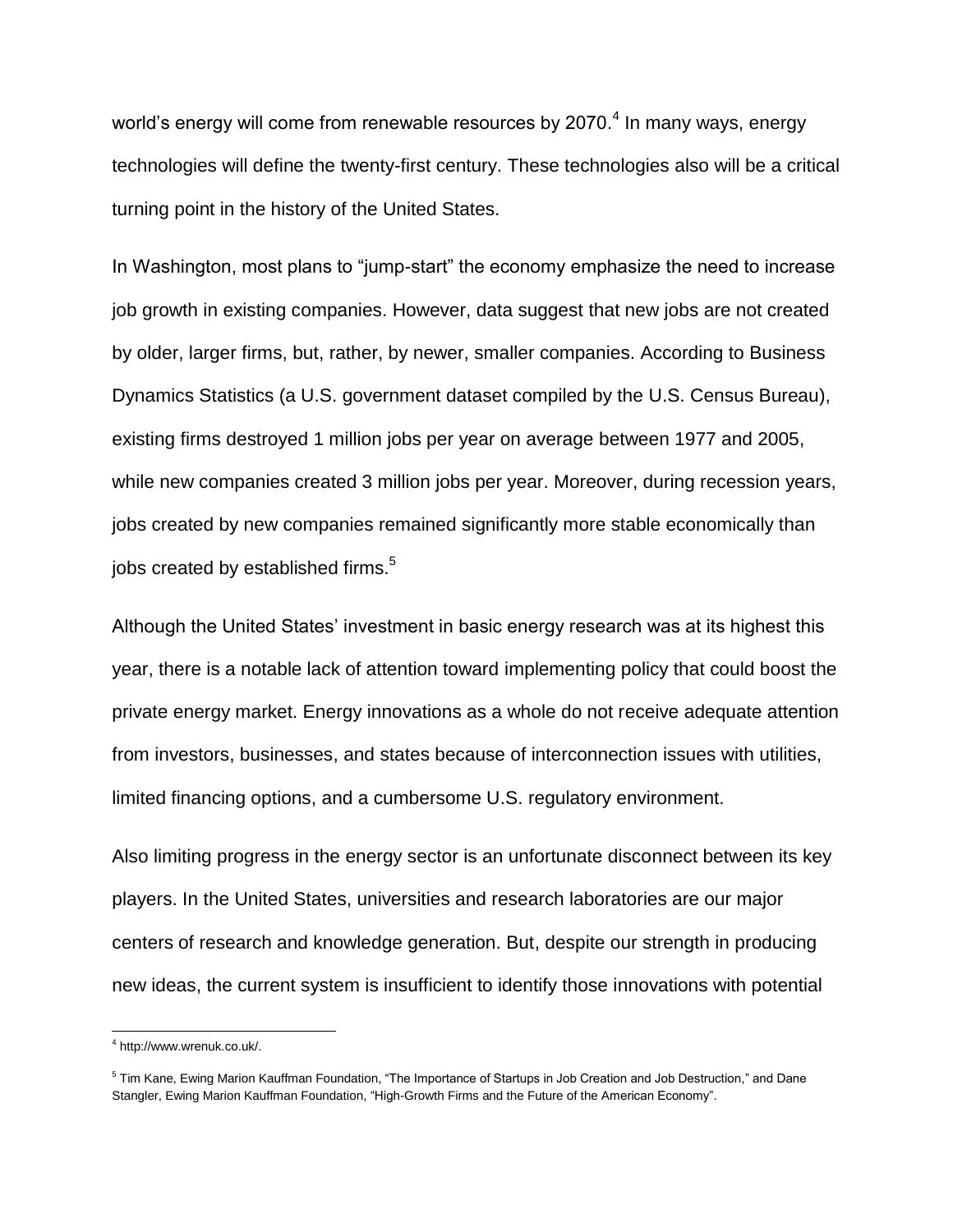world's energy will come from renewable resources by 2070.[4] In many ways, energy technologies will define the twenty-first century. These technologies also will be a critical turning point in the history of the United States.

In Washington, most plans to "jump-start" the economy emphasize the need to increase job growth in existing companies. However, data suggest that new jobs are not created by older, larger firms, but, rather, by newer, smaller companies. According to Business Dynamics Statistics (a U.S. government dataset compiled by the U.S. Census Bureau), existing firms destroyed 1 million jobs per year on average between 1977 and 2005, while new companies created 3 million jobs per year. Moreover, during recession years, jobs created by new companies remained significantly more stable economically than jobs created by established firms.[5]

Although the United States' investment in basic energy research was at its highest this year, there is a notable lack of attention toward implementing policy that could boost the private energy market. Energy innovations as a whole do not receive adequate attention from investors, businesses, and states because of interconnection issues with utilities, limited financing options, and a cumbersome U.S. regulatory environment.

Also limiting progress in the energy sector is an unfortunate disconnect between its key players. In the United States, universities and research laboratories are our major centers of research and knowledge generation. But, despite our strength in producing new ideas, the current system is insufficient to identify those innovations with potential

---

[4] http://www.wrenuk.co.uk/.

[5] Tim Kane, Ewing Marion Kauffman Foundation, "The Importance of Startups in Job Creation and Job Destruction," and Dane Stangler, Ewing Marion Kauffman Foundation, "High-Growth Firms and the Future of the American Economy".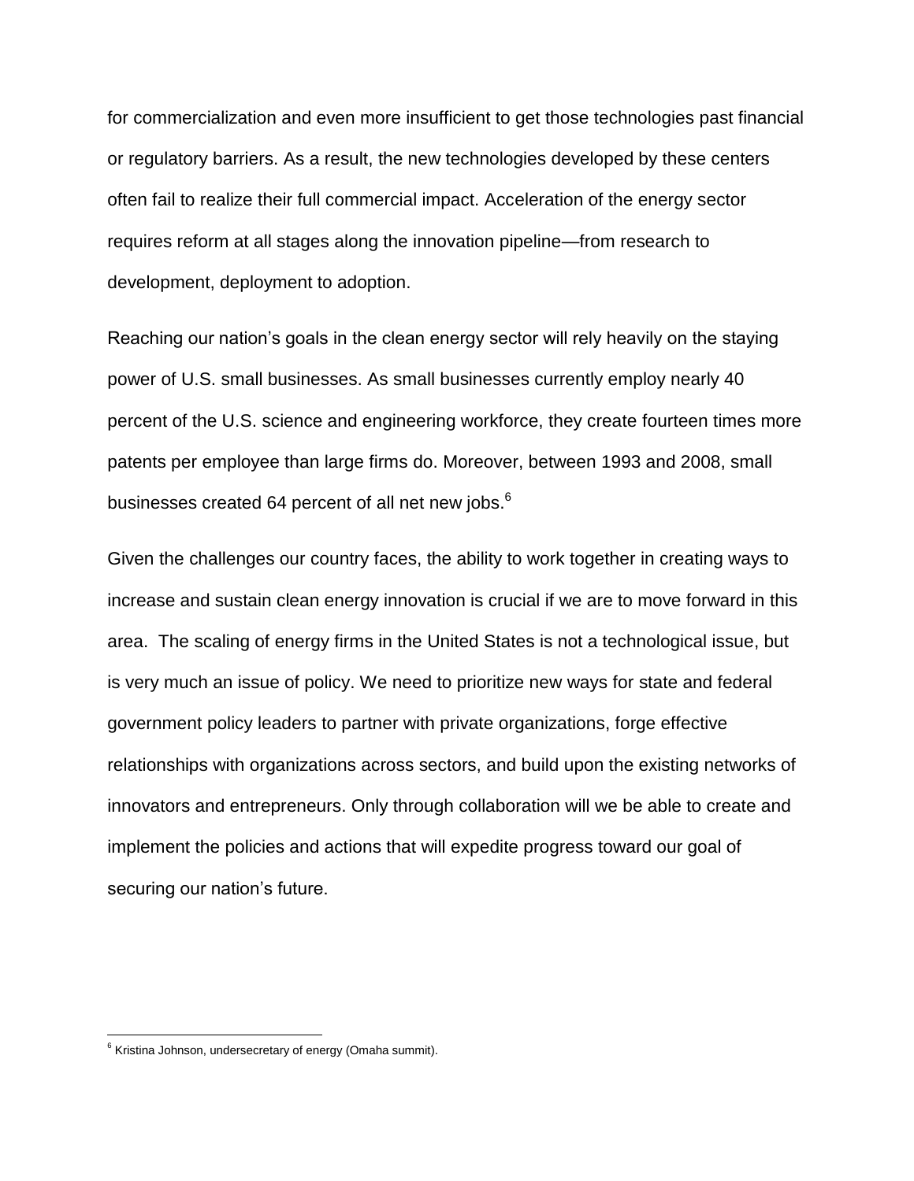for commercialization and even more insufficient to get those technologies past financial or regulatory barriers. As a result, the new technologies developed by these centers often fail to realize their full commercial impact. Acceleration of the energy sector requires reform at all stages along the innovation pipeline—from research to development, deployment to adoption.

Reaching our nation's goals in the clean energy sector will rely heavily on the staying power of U.S. small businesses. As small businesses currently employ nearly 40 percent of the U.S. science and engineering workforce, they create fourteen times more patents per employee than large firms do. Moreover, between 1993 and 2008, small businesses created 64 percent of all net new jobs.[6]

Given the challenges our country faces, the ability to work together in creating ways to increase and sustain clean energy innovation is crucial if we are to move forward in this area. The scaling of energy firms in the United States is not a technological issue, but is very much an issue of policy. We need to prioritize new ways for state and federal government policy leaders to partner with private organizations, forge effective relationships with organizations across sectors, and build upon the existing networks of innovators and entrepreneurs. Only through collaboration will we be able to create and implement the policies and actions that will expedite progress toward our goal of securing our nation's future.

---

[6] Kristina Johnson, undersecretary of energy (Omaha summit).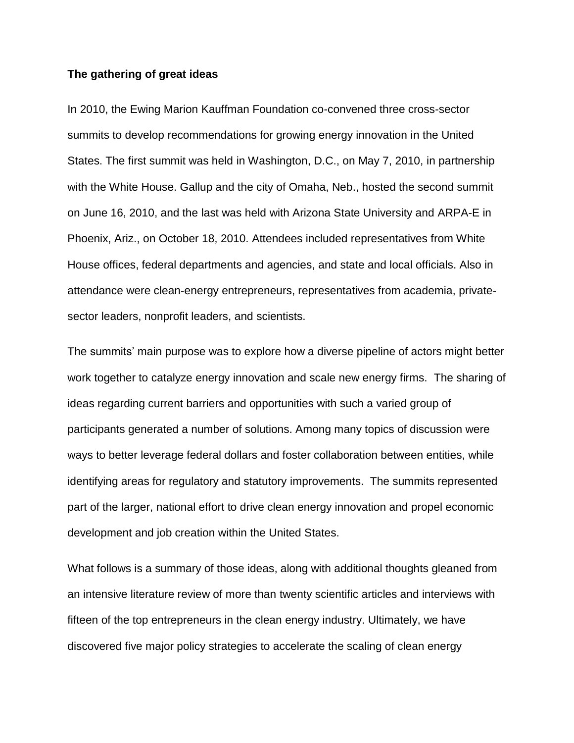**The gathering of great ideas**

In 2010, the Ewing Marion Kauffman Foundation co-convened three cross-sector summits to develop recommendations for growing energy innovation in the United States. The first summit was held in Washington, D.C., on May 7, 2010, in partnership with the White House. Gallup and the city of Omaha, Neb., hosted the second summit on June 16, 2010, and the last was held with Arizona State University and ARPA-E in Phoenix, Ariz., on October 18, 2010. Attendees included representatives from White House offices, federal departments and agencies, and state and local officials. Also in attendance were clean-energy entrepreneurs, representatives from academia, private-sector leaders, nonprofit leaders, and scientists.

The summits' main purpose was to explore how a diverse pipeline of actors might better work together to catalyze energy innovation and scale new energy firms. The sharing of ideas regarding current barriers and opportunities with such a varied group of participants generated a number of solutions. Among many topics of discussion were ways to better leverage federal dollars and foster collaboration between entities, while identifying areas for regulatory and statutory improvements. The summits represented part of the larger, national effort to drive clean energy innovation and propel economic development and job creation within the United States.

What follows is a summary of those ideas, along with additional thoughts gleaned from an intensive literature review of more than twenty scientific articles and interviews with fifteen of the top entrepreneurs in the clean energy industry. Ultimately, we have discovered five major policy strategies to accelerate the scaling of clean energy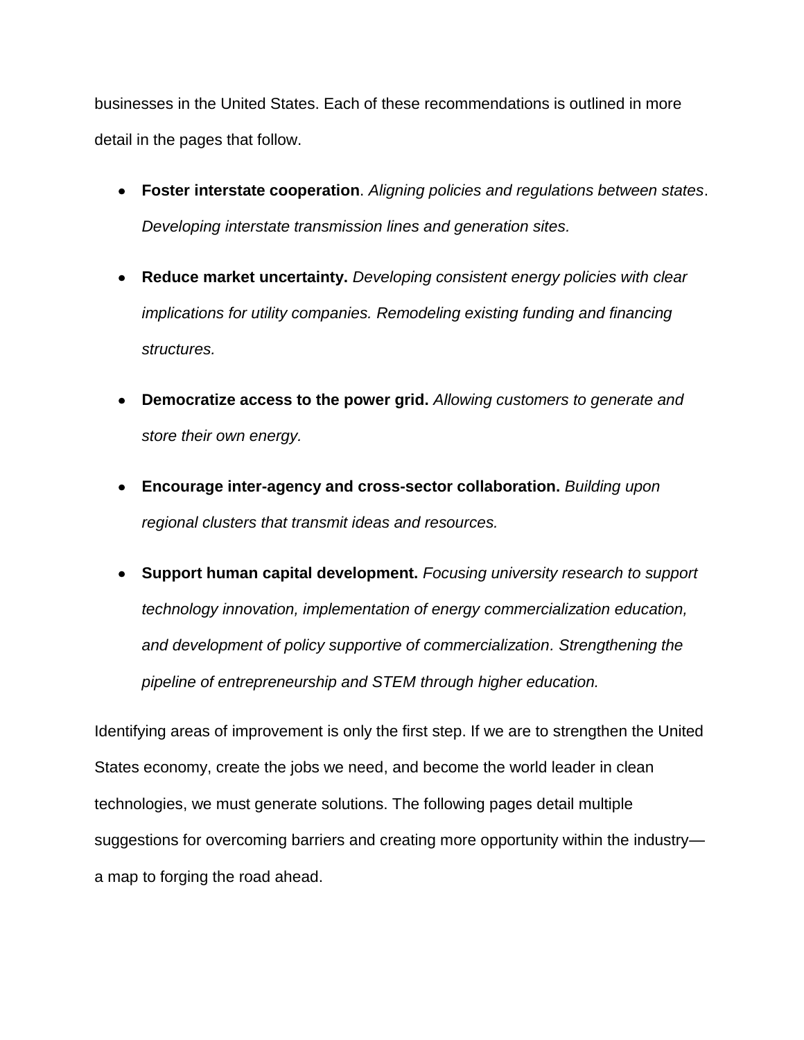businesses in the United States. Each of these recommendations is outlined in more detail in the pages that follow.

- **Foster interstate cooperation**. *Aligning policies and regulations between states*. *Developing interstate transmission lines and generation sites.*
- **Reduce market uncertainty.** *Developing consistent energy policies with clear implications for utility companies. Remodeling existing funding and financing structures.*
- **Democratize access to the power grid.** *Allowing customers to generate and store their own energy.*
- **Encourage inter-agency and cross-sector collaboration.** *Building upon regional clusters that transmit ideas and resources.*
- **Support human capital development.** *Focusing university research to support technology innovation, implementation of energy commercialization education, and development of policy supportive of commercialization. Strengthening the pipeline of entrepreneurship and STEM through higher education.*

Identifying areas of improvement is only the first step. If we are to strengthen the United States economy, create the jobs we need, and become the world leader in clean technologies, we must generate solutions. The following pages detail multiple suggestions for overcoming barriers and creating more opportunity within the industry—a map to forging the road ahead.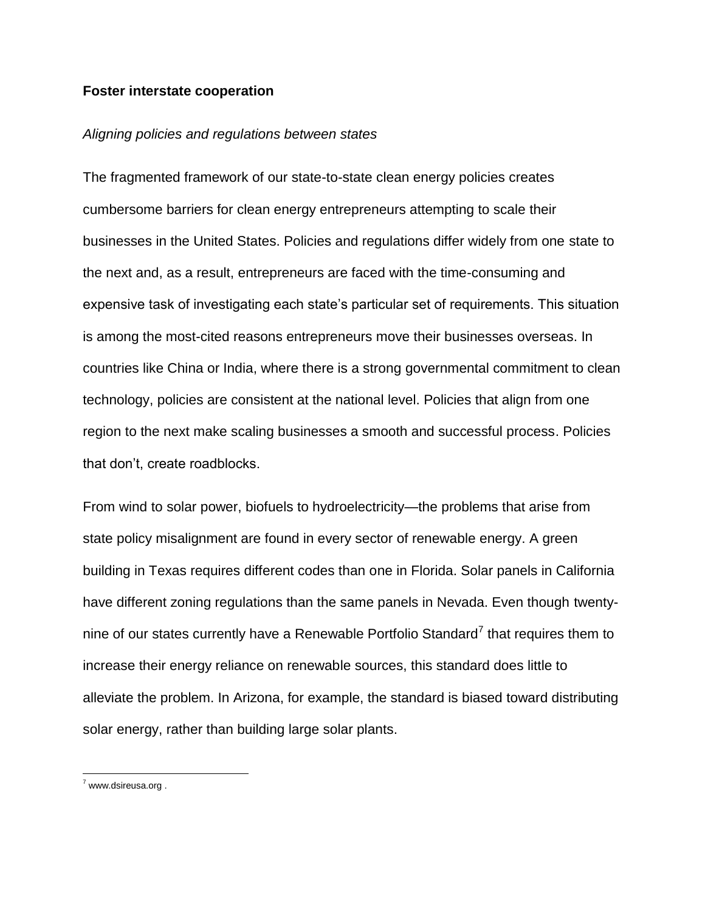### Foster interstate cooperation

*Aligning policies and regulations between states*

The fragmented framework of our state-to-state clean energy policies creates cumbersome barriers for clean energy entrepreneurs attempting to scale their businesses in the United States. Policies and regulations differ widely from one state to the next and, as a result, entrepreneurs are faced with the time-consuming and expensive task of investigating each state's particular set of requirements. This situation is among the most-cited reasons entrepreneurs move their businesses overseas. In countries like China or India, where there is a strong governmental commitment to clean technology, policies are consistent at the national level. Policies that align from one region to the next make scaling businesses a smooth and successful process. Policies that don't, create roadblocks.

From wind to solar power, biofuels to hydroelectricity—the problems that arise from state policy misalignment are found in every sector of renewable energy. A green building in Texas requires different codes than one in Florida. Solar panels in California have different zoning regulations than the same panels in Nevada. Even though twenty-nine of our states currently have a Renewable Portfolio Standard[7] that requires them to increase their energy reliance on renewable sources, this standard does little to alleviate the problem. In Arizona, for example, the standard is biased toward distributing solar energy, rather than building large solar plants.

---

[7] www.dsireusa.org .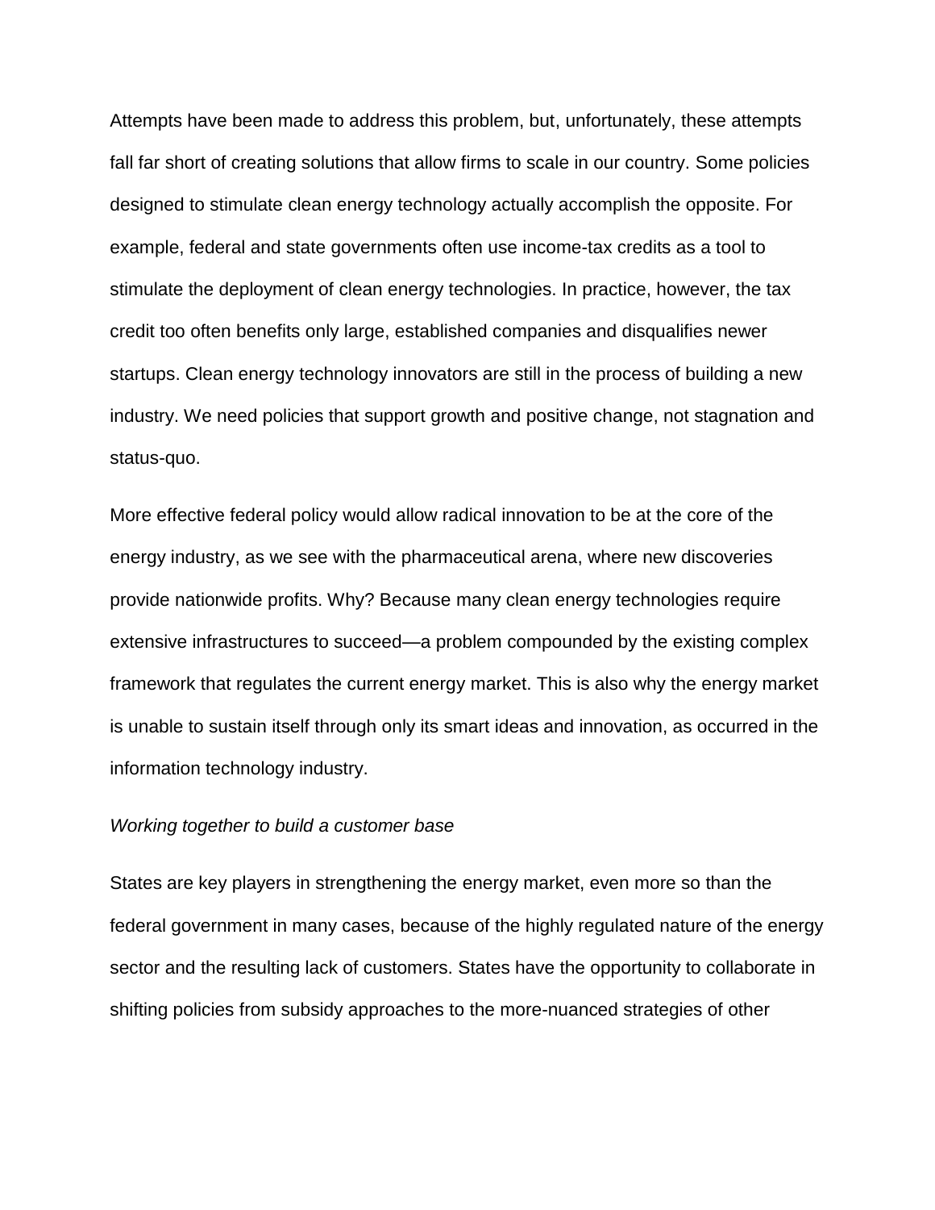Attempts have been made to address this problem, but, unfortunately, these attempts fall far short of creating solutions that allow firms to scale in our country. Some policies designed to stimulate clean energy technology actually accomplish the opposite. For example, federal and state governments often use income-tax credits as a tool to stimulate the deployment of clean energy technologies. In practice, however, the tax credit too often benefits only large, established companies and disqualifies newer startups. Clean energy technology innovators are still in the process of building a new industry. We need policies that support growth and positive change, not stagnation and status-quo.

More effective federal policy would allow radical innovation to be at the core of the energy industry, as we see with the pharmaceutical arena, where new discoveries provide nationwide profits. Why? Because many clean energy technologies require extensive infrastructures to succeed—a problem compounded by the existing complex framework that regulates the current energy market. This is also why the energy market is unable to sustain itself through only its smart ideas and innovation, as occurred in the information technology industry.

*Working together to build a customer base*

States are key players in strengthening the energy market, even more so than the federal government in many cases, because of the highly regulated nature of the energy sector and the resulting lack of customers. States have the opportunity to collaborate in shifting policies from subsidy approaches to the more-nuanced strategies of other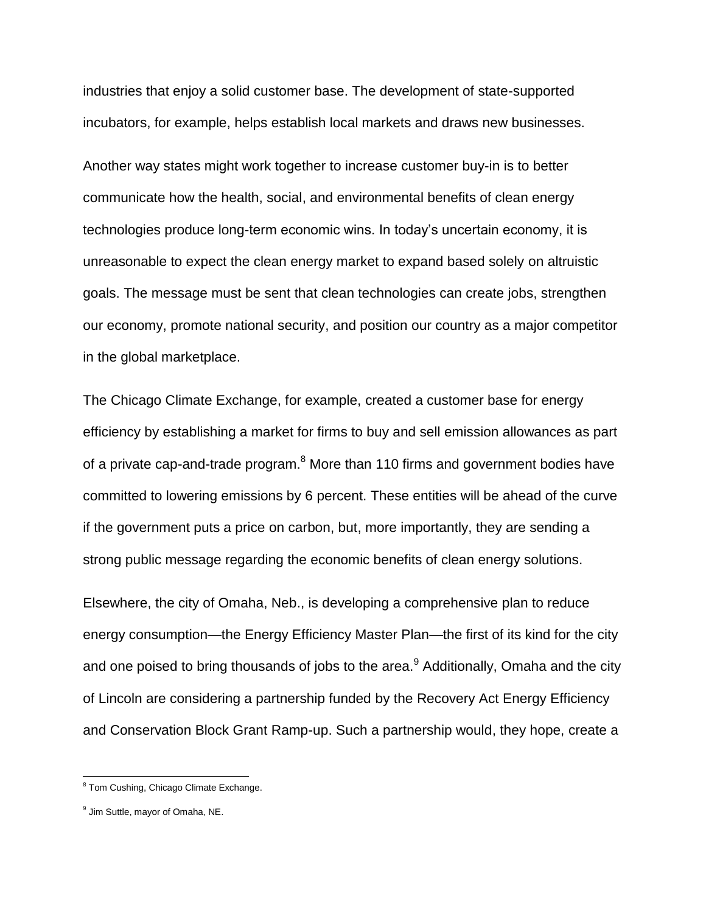industries that enjoy a solid customer base. The development of state-supported incubators, for example, helps establish local markets and draws new businesses.

Another way states might work together to increase customer buy-in is to better communicate how the health, social, and environmental benefits of clean energy technologies produce long-term economic wins. In today's uncertain economy, it is unreasonable to expect the clean energy market to expand based solely on altruistic goals. The message must be sent that clean technologies can create jobs, strengthen our economy, promote national security, and position our country as a major competitor in the global marketplace.

The Chicago Climate Exchange, for example, created a customer base for energy efficiency by establishing a market for firms to buy and sell emission allowances as part of a private cap-and-trade program.[8] More than 110 firms and government bodies have committed to lowering emissions by 6 percent. These entities will be ahead of the curve if the government puts a price on carbon, but, more importantly, they are sending a strong public message regarding the economic benefits of clean energy solutions.

Elsewhere, the city of Omaha, Neb., is developing a comprehensive plan to reduce energy consumption—the Energy Efficiency Master Plan—the first of its kind for the city and one poised to bring thousands of jobs to the area.[9] Additionally, Omaha and the city of Lincoln are considering a partnership funded by the Recovery Act Energy Efficiency and Conservation Block Grant Ramp-up. Such a partnership would, they hope, create a

---

[8] Tom Cushing, Chicago Climate Exchange.

[9] Jim Suttle, mayor of Omaha, NE.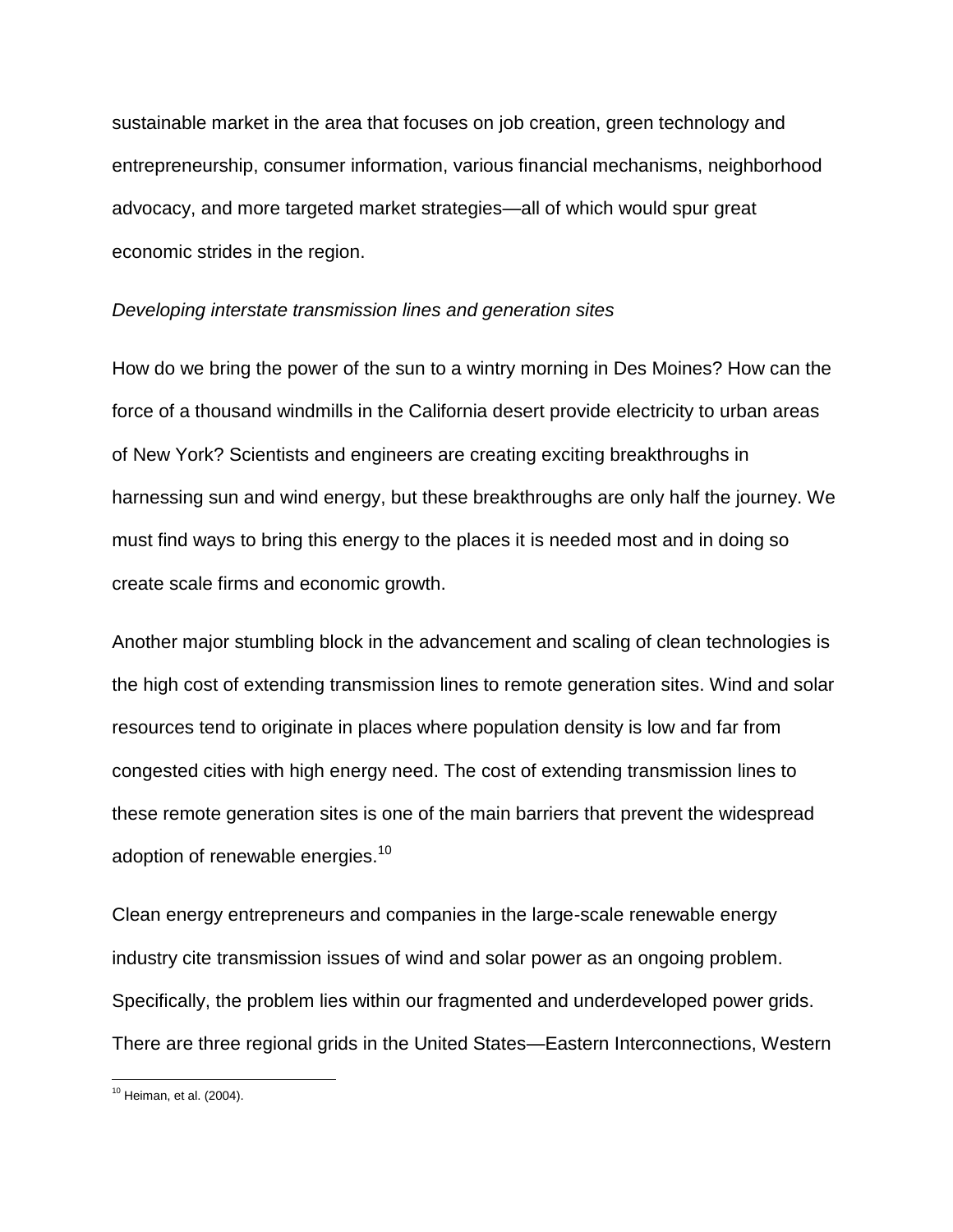sustainable market in the area that focuses on job creation, green technology and entrepreneurship, consumer information, various financial mechanisms, neighborhood advocacy, and more targeted market strategies—all of which would spur great economic strides in the region.

*Developing interstate transmission lines and generation sites*

How do we bring the power of the sun to a wintry morning in Des Moines? How can the force of a thousand windmills in the California desert provide electricity to urban areas of New York? Scientists and engineers are creating exciting breakthroughs in harnessing sun and wind energy, but these breakthroughs are only half the journey. We must find ways to bring this energy to the places it is needed most and in doing so create scale firms and economic growth.

Another major stumbling block in the advancement and scaling of clean technologies is the high cost of extending transmission lines to remote generation sites. Wind and solar resources tend to originate in places where population density is low and far from congested cities with high energy need. The cost of extending transmission lines to these remote generation sites is one of the main barriers that prevent the widespread adoption of renewable energies.[10]

Clean energy entrepreneurs and companies in the large-scale renewable energy industry cite transmission issues of wind and solar power as an ongoing problem. Specifically, the problem lies within our fragmented and underdeveloped power grids. There are three regional grids in the United States—Eastern Interconnections, Western

[10] Heiman, et al. (2004).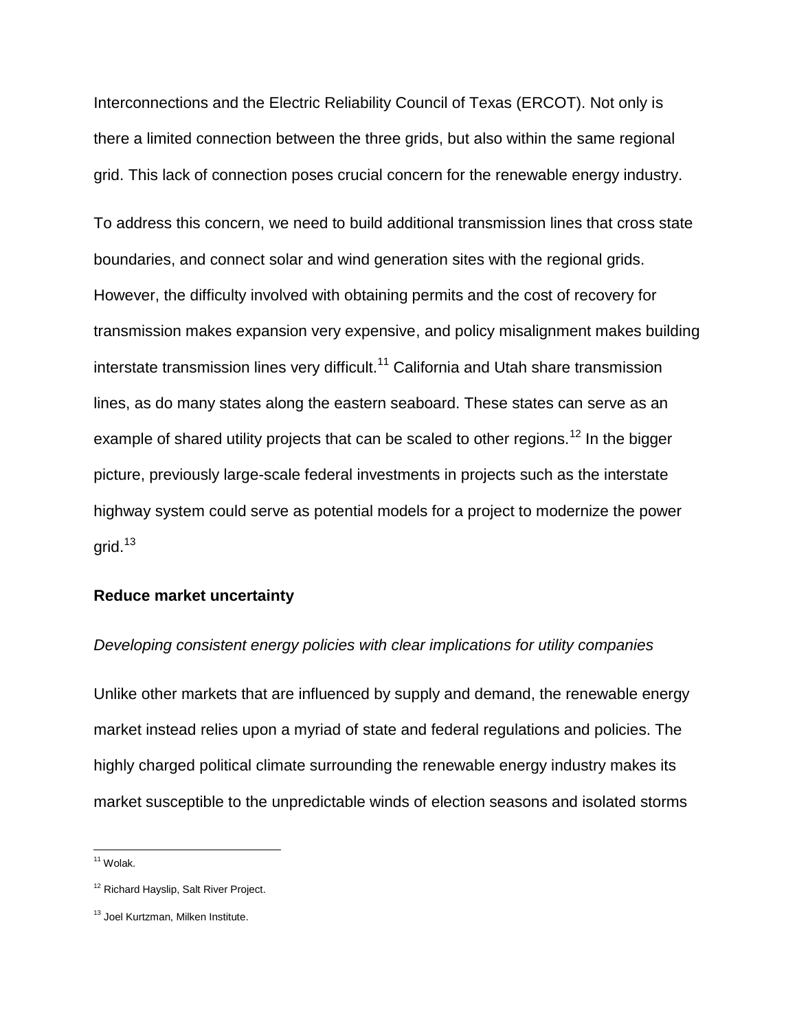Interconnections and the Electric Reliability Council of Texas (ERCOT). Not only is there a limited connection between the three grids, but also within the same regional grid. This lack of connection poses crucial concern for the renewable energy industry.

To address this concern, we need to build additional transmission lines that cross state boundaries, and connect solar and wind generation sites with the regional grids. However, the difficulty involved with obtaining permits and the cost of recovery for transmission makes expansion very expensive, and policy misalignment makes building interstate transmission lines very difficult.[11] California and Utah share transmission lines, as do many states along the eastern seaboard. These states can serve as an example of shared utility projects that can be scaled to other regions.[12] In the bigger picture, previously large-scale federal investments in projects such as the interstate highway system could serve as potential models for a project to modernize the power grid.[13]

**Reduce market uncertainty**

*Developing consistent energy policies with clear implications for utility companies*

Unlike other markets that are influenced by supply and demand, the renewable energy market instead relies upon a myriad of state and federal regulations and policies. The highly charged political climate surrounding the renewable energy industry makes its market susceptible to the unpredictable winds of election seasons and isolated storms

---

[11] Wolak.

[12] Richard Hayslip, Salt River Project.

[13] Joel Kurtzman, Milken Institute.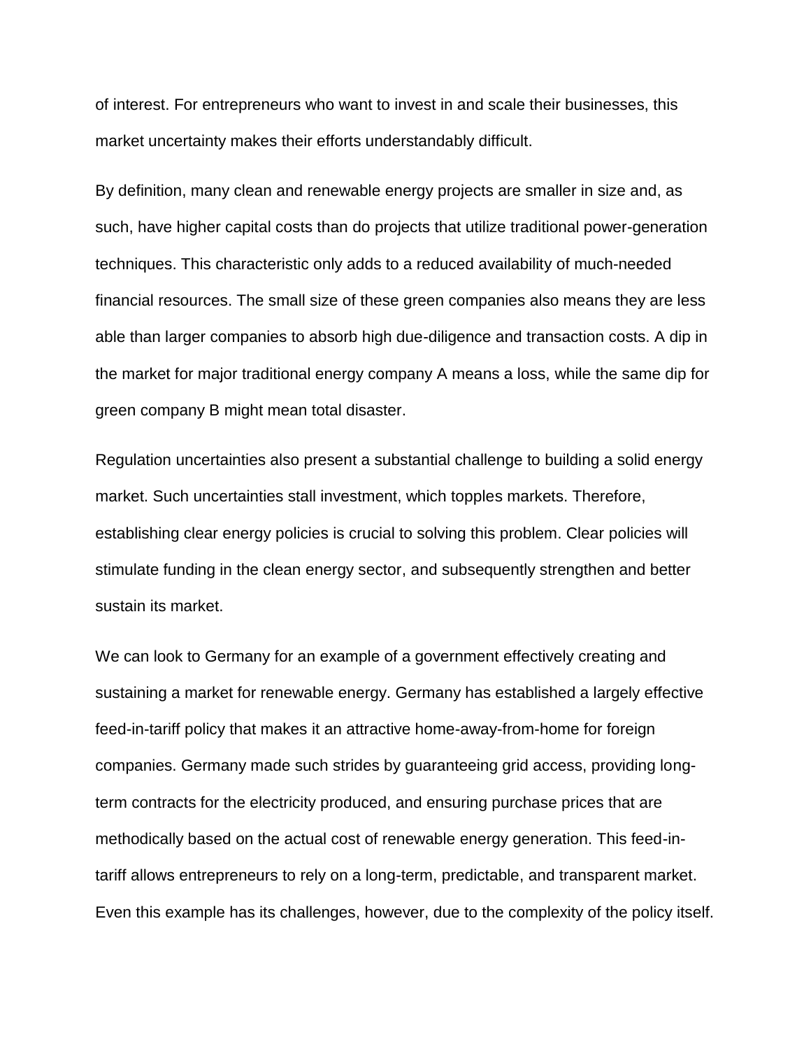of interest. For entrepreneurs who want to invest in and scale their businesses, this market uncertainty makes their efforts understandably difficult.

By definition, many clean and renewable energy projects are smaller in size and, as such, have higher capital costs than do projects that utilize traditional power-generation techniques. This characteristic only adds to a reduced availability of much-needed financial resources. The small size of these green companies also means they are less able than larger companies to absorb high due-diligence and transaction costs. A dip in the market for major traditional energy company A means a loss, while the same dip for green company B might mean total disaster.

Regulation uncertainties also present a substantial challenge to building a solid energy market. Such uncertainties stall investment, which topples markets. Therefore, establishing clear energy policies is crucial to solving this problem. Clear policies will stimulate funding in the clean energy sector, and subsequently strengthen and better sustain its market.

We can look to Germany for an example of a government effectively creating and sustaining a market for renewable energy. Germany has established a largely effective feed-in-tariff policy that makes it an attractive home-away-from-home for foreign companies. Germany made such strides by guaranteeing grid access, providing long-term contracts for the electricity produced, and ensuring purchase prices that are methodically based on the actual cost of renewable energy generation. This feed-in-tariff allows entrepreneurs to rely on a long-term, predictable, and transparent market. Even this example has its challenges, however, due to the complexity of the policy itself.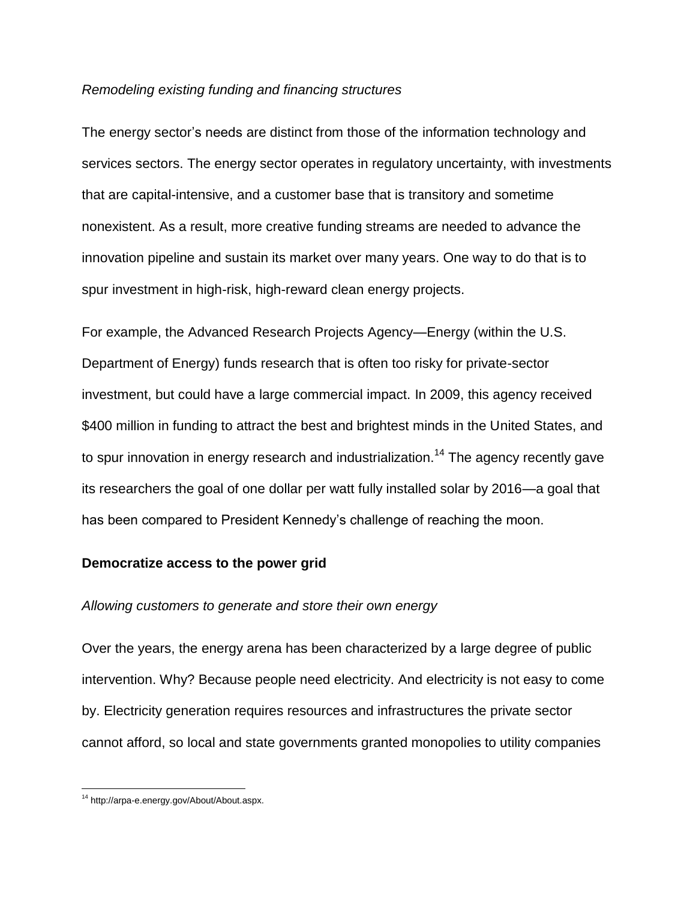*Remodeling existing funding and financing structures*

The energy sector's needs are distinct from those of the information technology and services sectors. The energy sector operates in regulatory uncertainty, with investments that are capital-intensive, and a customer base that is transitory and sometime nonexistent. As a result, more creative funding streams are needed to advance the innovation pipeline and sustain its market over many years. One way to do that is to spur investment in high-risk, high-reward clean energy projects.

For example, the Advanced Research Projects Agency—Energy (within the U.S. Department of Energy) funds research that is often too risky for private-sector investment, but could have a large commercial impact. In 2009, this agency received $400 million in funding to attract the best and brightest minds in the United States, and to spur innovation in energy research and industrialization.[14] The agency recently gave its researchers the goal of one dollar per watt fully installed solar by 2016—a goal that has been compared to President Kennedy's challenge of reaching the moon.

**Democratize access to the power grid**

*Allowing customers to generate and store their own energy*

Over the years, the energy arena has been characterized by a large degree of public intervention. Why? Because people need electricity. And electricity is not easy to come by. Electricity generation requires resources and infrastructures the private sector cannot afford, so local and state governments granted monopolies to utility companies

[14] http://arpa-e.energy.gov/About/About.aspx.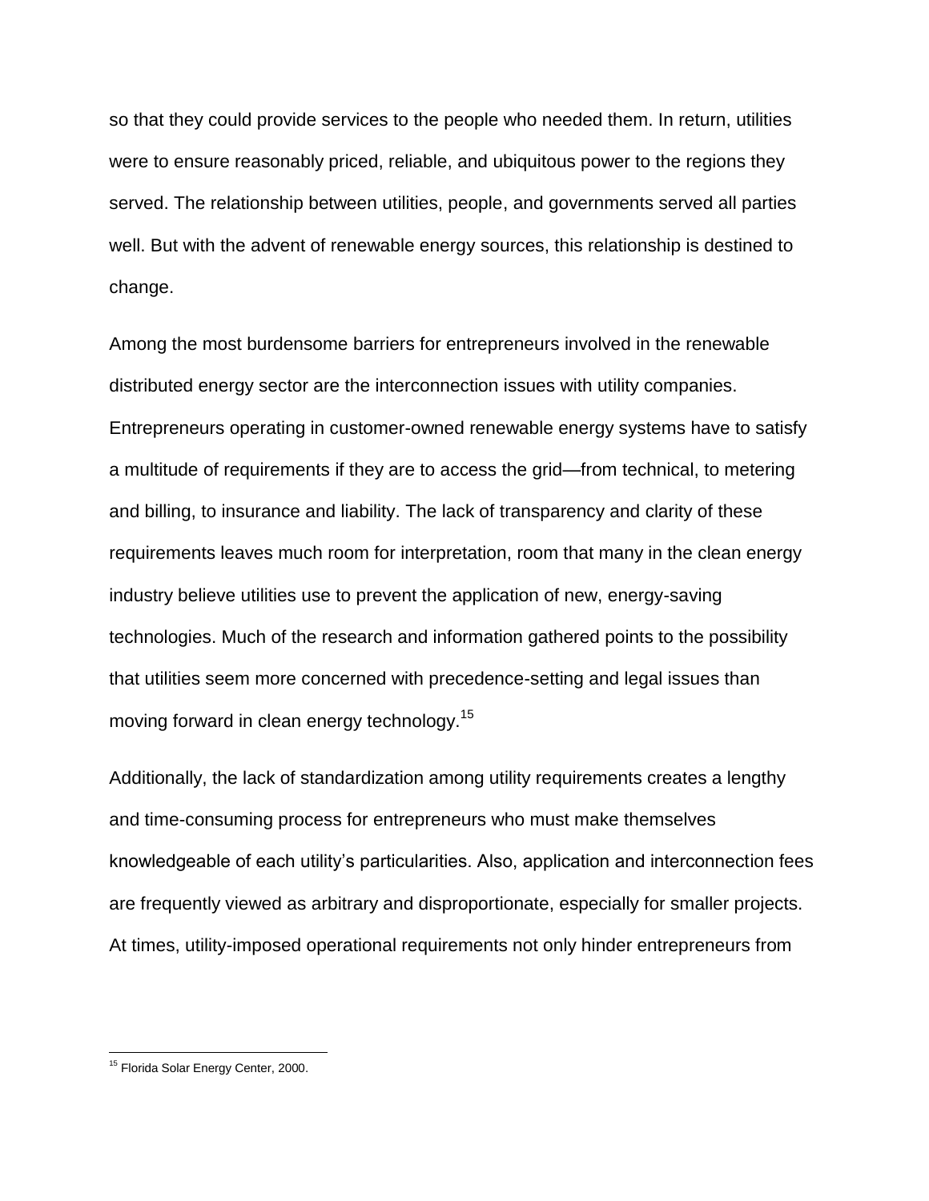so that they could provide services to the people who needed them. In return, utilities were to ensure reasonably priced, reliable, and ubiquitous power to the regions they served. The relationship between utilities, people, and governments served all parties well. But with the advent of renewable energy sources, this relationship is destined to change.

Among the most burdensome barriers for entrepreneurs involved in the renewable distributed energy sector are the interconnection issues with utility companies. Entrepreneurs operating in customer-owned renewable energy systems have to satisfy a multitude of requirements if they are to access the grid—from technical, to metering and billing, to insurance and liability. The lack of transparency and clarity of these requirements leaves much room for interpretation, room that many in the clean energy industry believe utilities use to prevent the application of new, energy-saving technologies. Much of the research and information gathered points to the possibility that utilities seem more concerned with precedence-setting and legal issues than moving forward in clean energy technology.[15]

Additionally, the lack of standardization among utility requirements creates a lengthy and time-consuming process for entrepreneurs who must make themselves knowledgeable of each utility's particularities. Also, application and interconnection fees are frequently viewed as arbitrary and disproportionate, especially for smaller projects. At times, utility-imposed operational requirements not only hinder entrepreneurs from

[15] Florida Solar Energy Center, 2000.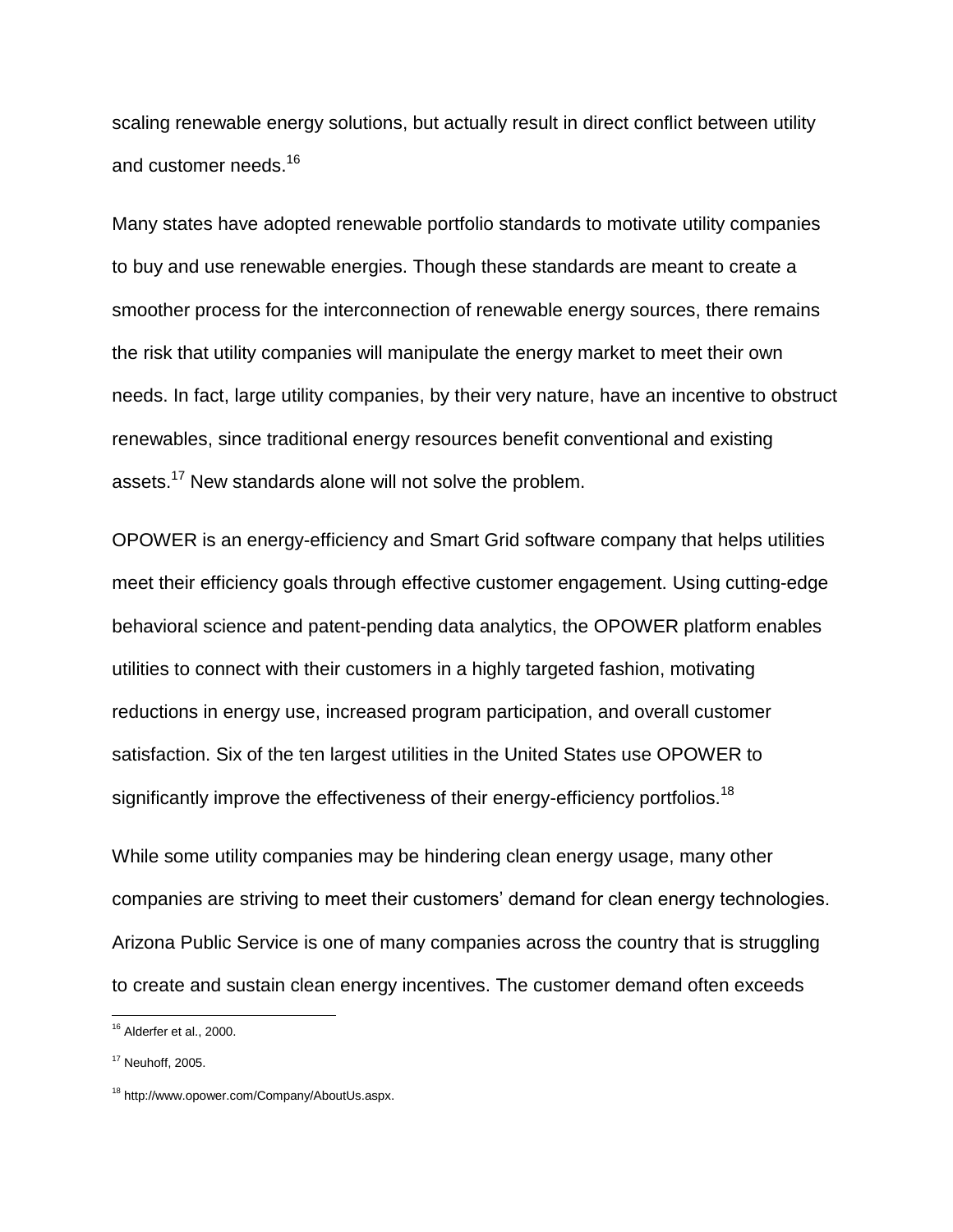scaling renewable energy solutions, but actually result in direct conflict between utility and customer needs.[16]

Many states have adopted renewable portfolio standards to motivate utility companies to buy and use renewable energies. Though these standards are meant to create a smoother process for the interconnection of renewable energy sources, there remains the risk that utility companies will manipulate the energy market to meet their own needs. In fact, large utility companies, by their very nature, have an incentive to obstruct renewables, since traditional energy resources benefit conventional and existing assets.[17] New standards alone will not solve the problem.

OPOWER is an energy-efficiency and Smart Grid software company that helps utilities meet their efficiency goals through effective customer engagement. Using cutting-edge behavioral science and patent-pending data analytics, the OPOWER platform enables utilities to connect with their customers in a highly targeted fashion, motivating reductions in energy use, increased program participation, and overall customer satisfaction. Six of the ten largest utilities in the United States use OPOWER to significantly improve the effectiveness of their energy-efficiency portfolios.[18]

While some utility companies may be hindering clean energy usage, many other companies are striving to meet their customers' demand for clean energy technologies. Arizona Public Service is one of many companies across the country that is struggling to create and sustain clean energy incentives. The customer demand often exceeds

---

[16] Alderfer et al., 2000.

[17] Neuhoff, 2005.

[18] http://www.opower.com/Company/AboutUs.aspx.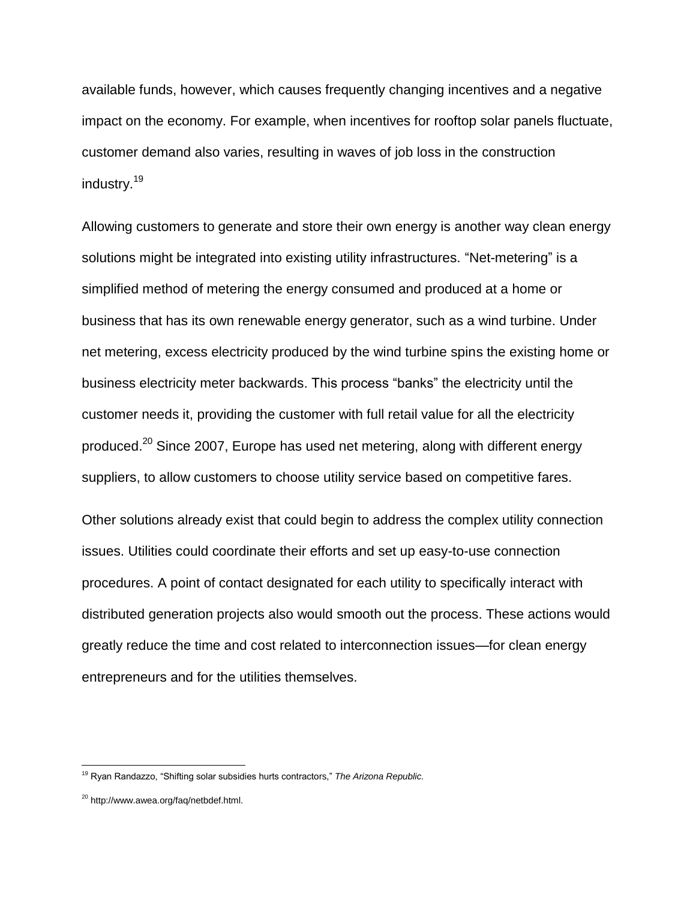available funds, however, which causes frequently changing incentives and a negative impact on the economy. For example, when incentives for rooftop solar panels fluctuate, customer demand also varies, resulting in waves of job loss in the construction industry.[19]

Allowing customers to generate and store their own energy is another way clean energy solutions might be integrated into existing utility infrastructures. “Net-metering” is a simplified method of metering the energy consumed and produced at a home or business that has its own renewable energy generator, such as a wind turbine. Under net metering, excess electricity produced by the wind turbine spins the existing home or business electricity meter backwards. This process “banks” the electricity until the customer needs it, providing the customer with full retail value for all the electricity produced.[20] Since 2007, Europe has used net metering, along with different energy suppliers, to allow customers to choose utility service based on competitive fares.

Other solutions already exist that could begin to address the complex utility connection issues. Utilities could coordinate their efforts and set up easy-to-use connection procedures. A point of contact designated for each utility to specifically interact with distributed generation projects also would smooth out the process. These actions would greatly reduce the time and cost related to interconnection issues—for clean energy entrepreneurs and for the utilities themselves.

---

[19] Ryan Randazzo, “Shifting solar subsidies hurts contractors,” *The Arizona Republic.*

[20] http://www.awea.org/faq/netbdef.html.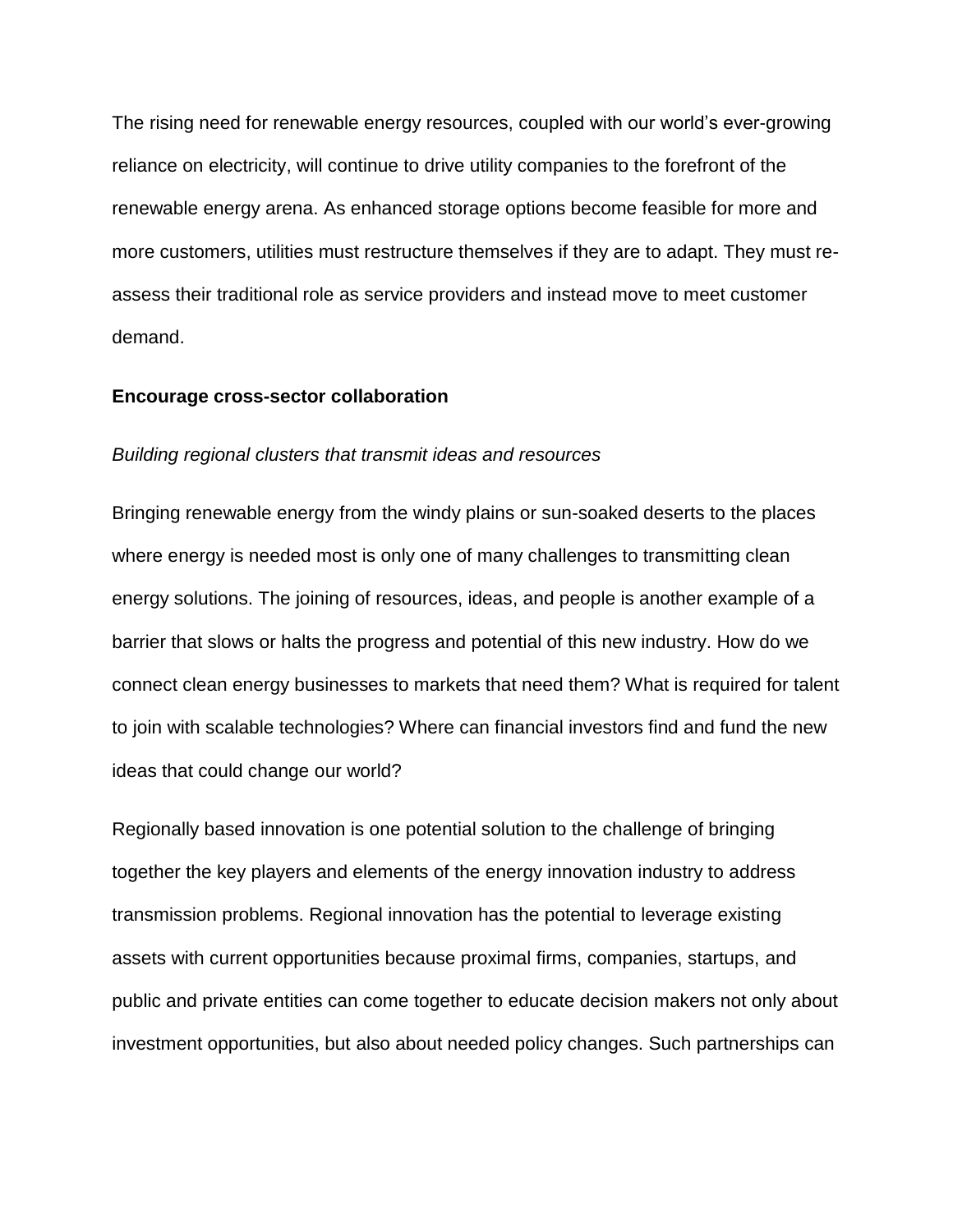The rising need for renewable energy resources, coupled with our world's ever-growing reliance on electricity, will continue to drive utility companies to the forefront of the renewable energy arena. As enhanced storage options become feasible for more and more customers, utilities must restructure themselves if they are to adapt. They must re-assess their traditional role as service providers and instead move to meet customer demand.

**Encourage cross-sector collaboration**

*Building regional clusters that transmit ideas and resources*

Bringing renewable energy from the windy plains or sun-soaked deserts to the places where energy is needed most is only one of many challenges to transmitting clean energy solutions. The joining of resources, ideas, and people is another example of a barrier that slows or halts the progress and potential of this new industry. How do we connect clean energy businesses to markets that need them? What is required for talent to join with scalable technologies? Where can financial investors find and fund the new ideas that could change our world?

Regionally based innovation is one potential solution to the challenge of bringing together the key players and elements of the energy innovation industry to address transmission problems. Regional innovation has the potential to leverage existing assets with current opportunities because proximal firms, companies, startups, and public and private entities can come together to educate decision makers not only about investment opportunities, but also about needed policy changes. Such partnerships can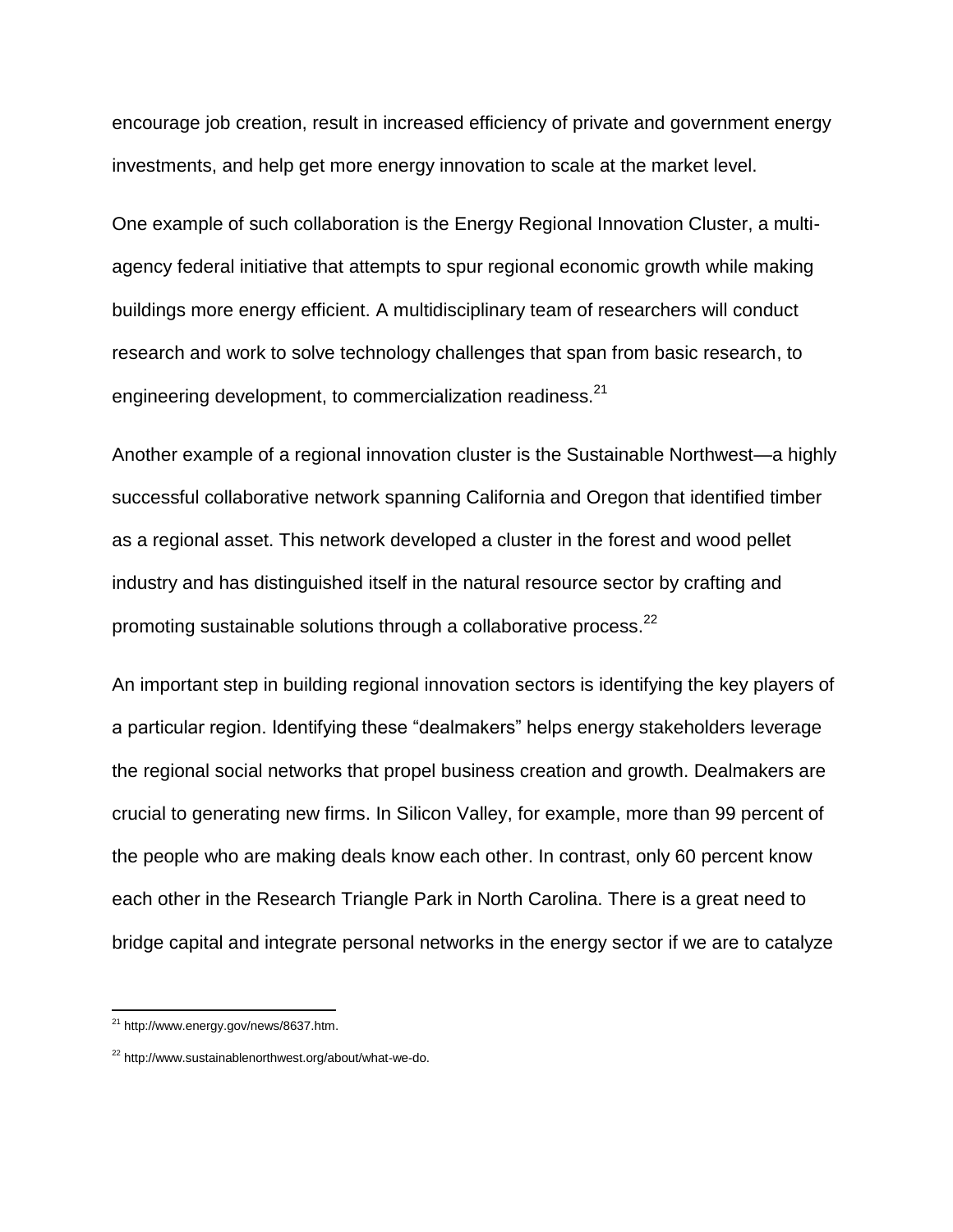encourage job creation, result in increased efficiency of private and government energy investments, and help get more energy innovation to scale at the market level.

One example of such collaboration is the Energy Regional Innovation Cluster, a multi-agency federal initiative that attempts to spur regional economic growth while making buildings more energy efficient. A multidisciplinary team of researchers will conduct research and work to solve technology challenges that span from basic research, to engineering development, to commercialization readiness.[21]

Another example of a regional innovation cluster is the Sustainable Northwest—a highly successful collaborative network spanning California and Oregon that identified timber as a regional asset. This network developed a cluster in the forest and wood pellet industry and has distinguished itself in the natural resource sector by crafting and promoting sustainable solutions through a collaborative process.[22]

An important step in building regional innovation sectors is identifying the key players of a particular region. Identifying these "dealmakers" helps energy stakeholders leverage the regional social networks that propel business creation and growth. Dealmakers are crucial to generating new firms. In Silicon Valley, for example, more than 99 percent of the people who are making deals know each other. In contrast, only 60 percent know each other in the Research Triangle Park in North Carolina. There is a great need to bridge capital and integrate personal networks in the energy sector if we are to catalyze

---

[21] http://www.energy.gov/news/8637.htm.

[22] http://www.sustainablenorthwest.org/about/what-we-do.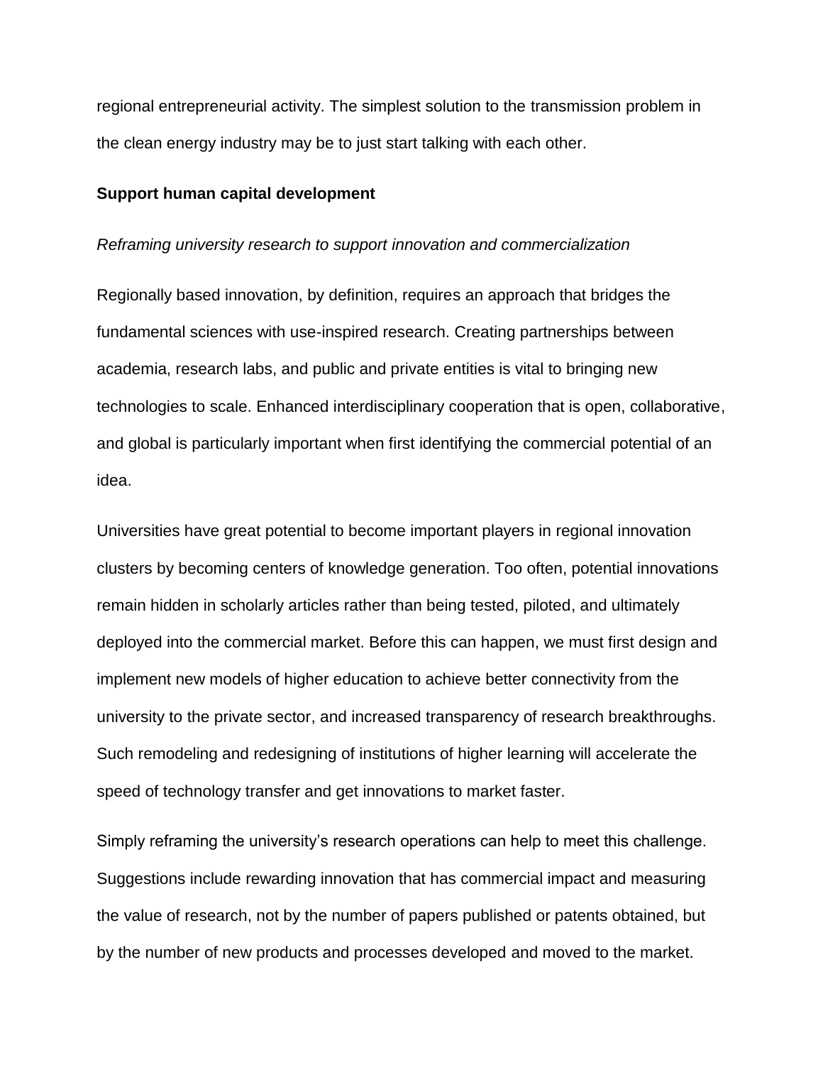regional entrepreneurial activity. The simplest solution to the transmission problem in the clean energy industry may be to just start talking with each other.

**Support human capital development**

*Reframing university research to support innovation and commercialization*

Regionally based innovation, by definition, requires an approach that bridges the fundamental sciences with use-inspired research. Creating partnerships between academia, research labs, and public and private entities is vital to bringing new technologies to scale. Enhanced interdisciplinary cooperation that is open, collaborative, and global is particularly important when first identifying the commercial potential of an idea.

Universities have great potential to become important players in regional innovation clusters by becoming centers of knowledge generation. Too often, potential innovations remain hidden in scholarly articles rather than being tested, piloted, and ultimately deployed into the commercial market. Before this can happen, we must first design and implement new models of higher education to achieve better connectivity from the university to the private sector, and increased transparency of research breakthroughs. Such remodeling and redesigning of institutions of higher learning will accelerate the speed of technology transfer and get innovations to market faster.

Simply reframing the university's research operations can help to meet this challenge. Suggestions include rewarding innovation that has commercial impact and measuring the value of research, not by the number of papers published or patents obtained, but by the number of new products and processes developed and moved to the market.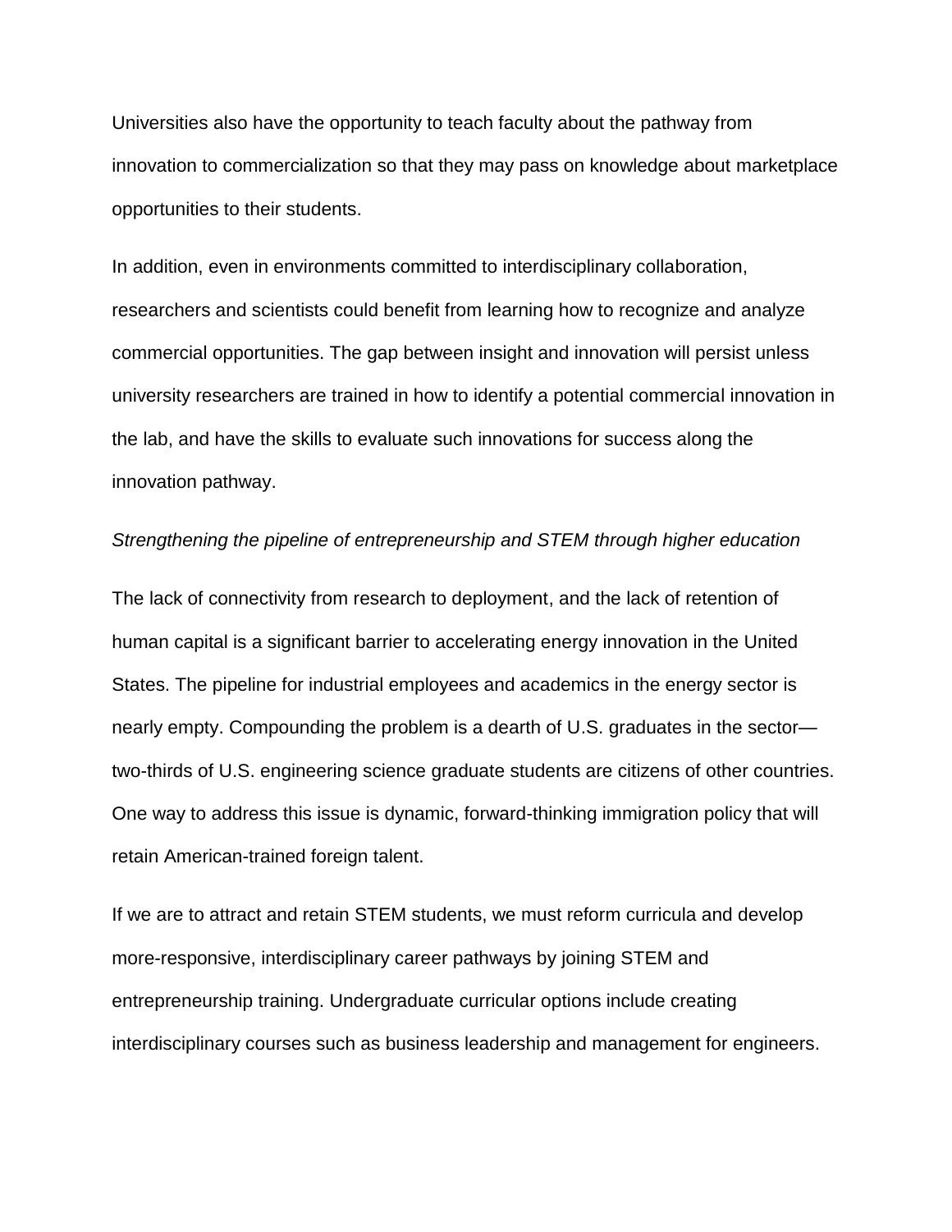Universities also have the opportunity to teach faculty about the pathway from innovation to commercialization so that they may pass on knowledge about marketplace opportunities to their students.

In addition, even in environments committed to interdisciplinary collaboration, researchers and scientists could benefit from learning how to recognize and analyze commercial opportunities. The gap between insight and innovation will persist unless university researchers are trained in how to identify a potential commercial innovation in the lab, and have the skills to evaluate such innovations for success along the innovation pathway.

*Strengthening the pipeline of entrepreneurship and STEM through higher education*

The lack of connectivity from research to deployment, and the lack of retention of human capital is a significant barrier to accelerating energy innovation in the United States. The pipeline for industrial employees and academics in the energy sector is nearly empty. Compounding the problem is a dearth of U.S. graduates in the sector—two-thirds of U.S. engineering science graduate students are citizens of other countries. One way to address this issue is dynamic, forward-thinking immigration policy that will retain American-trained foreign talent.

If we are to attract and retain STEM students, we must reform curricula and develop more-responsive, interdisciplinary career pathways by joining STEM and entrepreneurship training. Undergraduate curricular options include creating interdisciplinary courses such as business leadership and management for engineers.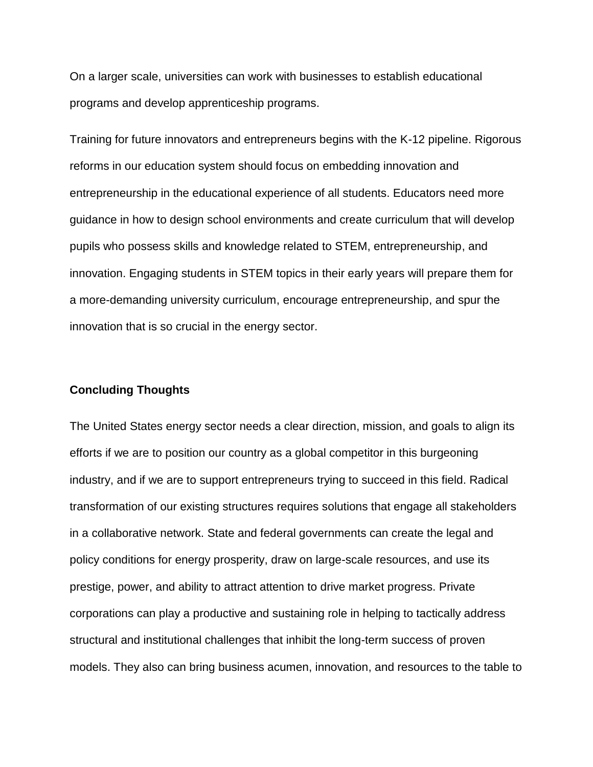On a larger scale, universities can work with businesses to establish educational programs and develop apprenticeship programs.

Training for future innovators and entrepreneurs begins with the K-12 pipeline. Rigorous reforms in our education system should focus on embedding innovation and entrepreneurship in the educational experience of all students. Educators need more guidance in how to design school environments and create curriculum that will develop pupils who possess skills and knowledge related to STEM, entrepreneurship, and innovation. Engaging students in STEM topics in their early years will prepare them for a more-demanding university curriculum, encourage entrepreneurship, and spur the innovation that is so crucial in the energy sector.

## Concluding Thoughts

The United States energy sector needs a clear direction, mission, and goals to align its efforts if we are to position our country as a global competitor in this burgeoning industry, and if we are to support entrepreneurs trying to succeed in this field. Radical transformation of our existing structures requires solutions that engage all stakeholders in a collaborative network. State and federal governments can create the legal and policy conditions for energy prosperity, draw on large-scale resources, and use its prestige, power, and ability to attract attention to drive market progress. Private corporations can play a productive and sustaining role in helping to tactically address structural and institutional challenges that inhibit the long-term success of proven models. They also can bring business acumen, innovation, and resources to the table to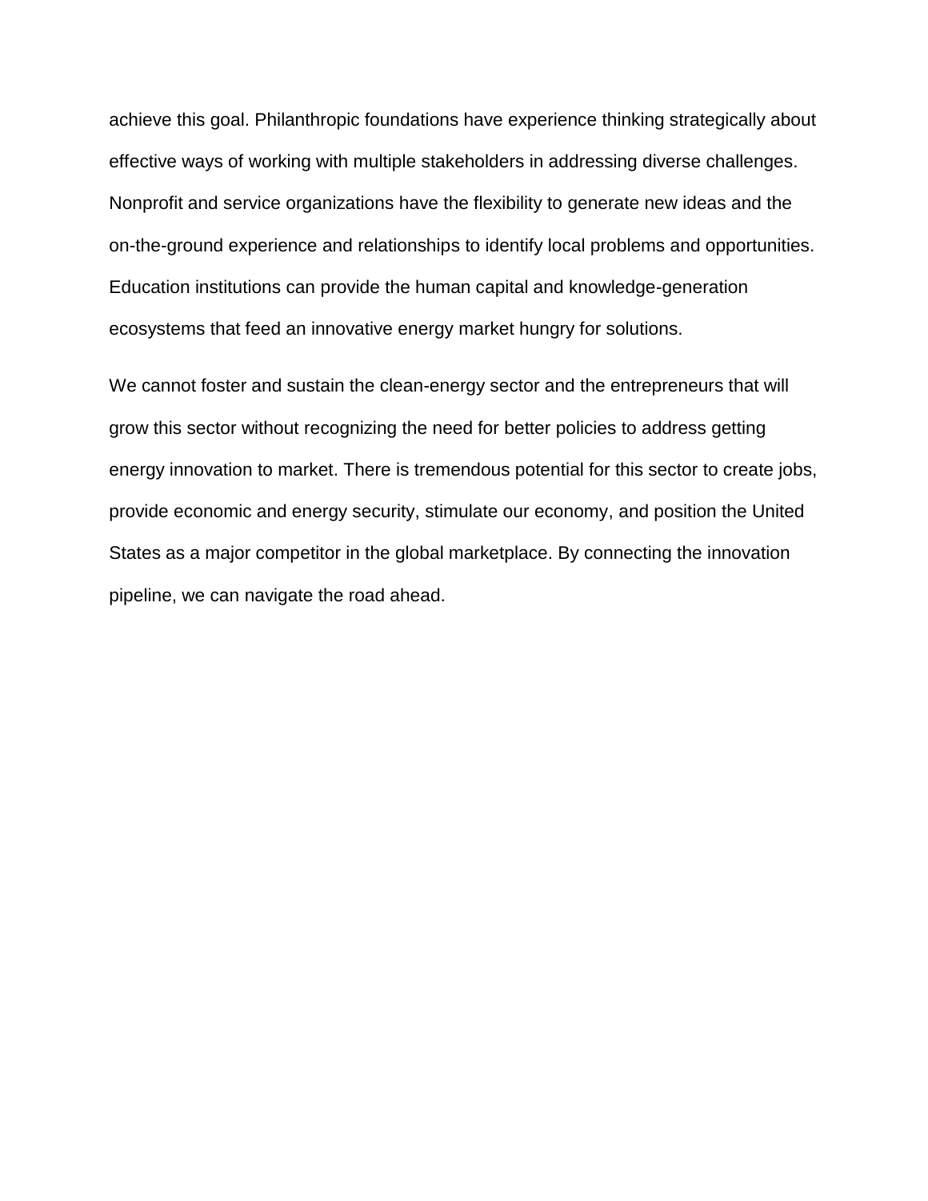achieve this goal. Philanthropic foundations have experience thinking strategically about effective ways of working with multiple stakeholders in addressing diverse challenges. Nonprofit and service organizations have the flexibility to generate new ideas and the on-the-ground experience and relationships to identify local problems and opportunities. Education institutions can provide the human capital and knowledge-generation ecosystems that feed an innovative energy market hungry for solutions.

We cannot foster and sustain the clean-energy sector and the entrepreneurs that will grow this sector without recognizing the need for better policies to address getting energy innovation to market. There is tremendous potential for this sector to create jobs, provide economic and energy security, stimulate our economy, and position the United States as a major competitor in the global marketplace. By connecting the innovation pipeline, we can navigate the road ahead.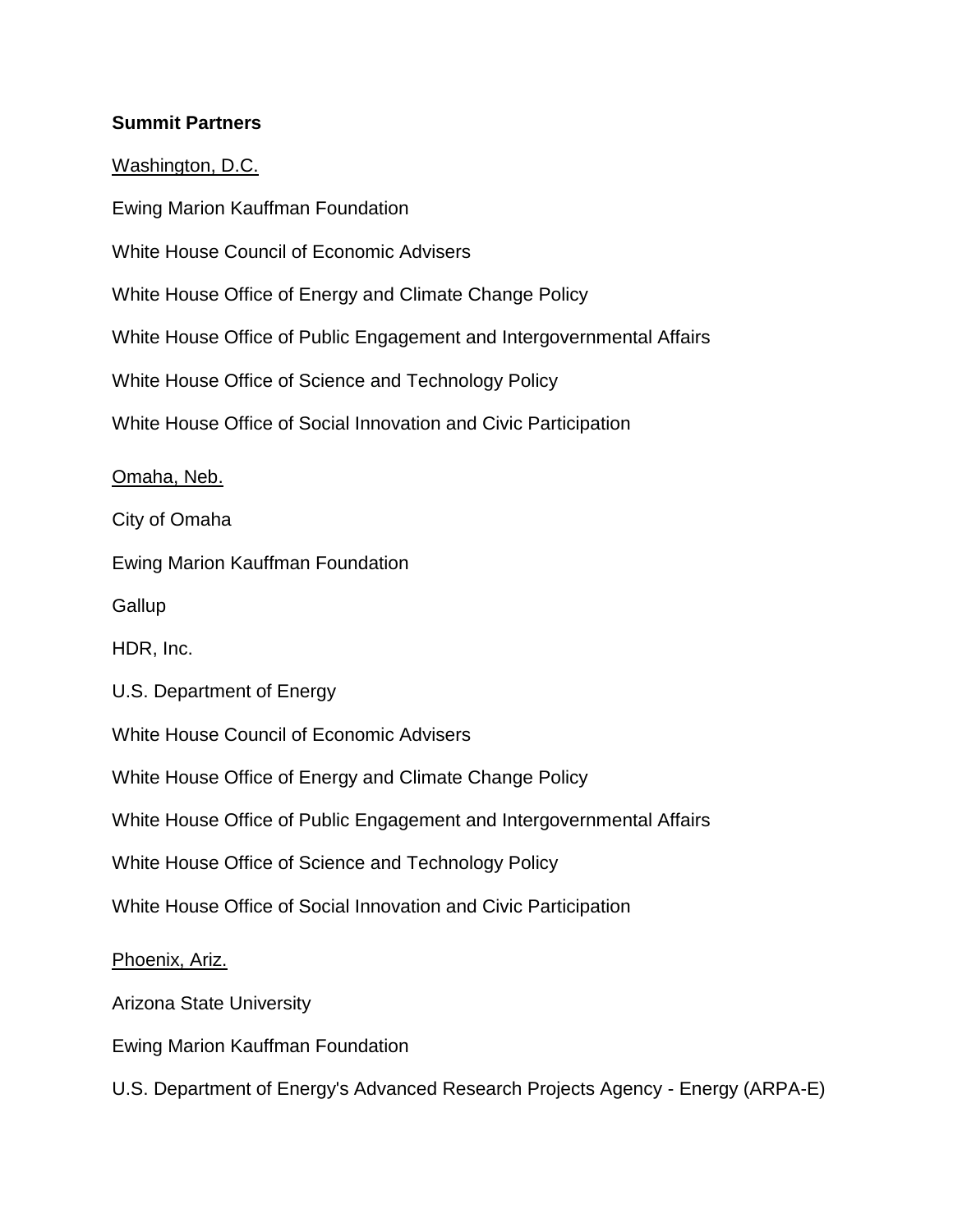**Summit Partners**

Washington, D.C.

Ewing Marion Kauffman Foundation

White House Council of Economic Advisers

White House Office of Energy and Climate Change Policy

White House Office of Public Engagement and Intergovernmental Affairs

White House Office of Science and Technology Policy

White House Office of Social Innovation and Civic Participation

Omaha, Neb.

City of Omaha

Ewing Marion Kauffman Foundation

Gallup

HDR, Inc.

U.S. Department of Energy

White House Council of Economic Advisers

White House Office of Energy and Climate Change Policy

White House Office of Public Engagement and Intergovernmental Affairs

White House Office of Science and Technology Policy

White House Office of Social Innovation and Civic Participation

Phoenix, Ariz.

Arizona State University

Ewing Marion Kauffman Foundation

U.S. Department of Energy's Advanced Research Projects Agency - Energy (ARPA-E)